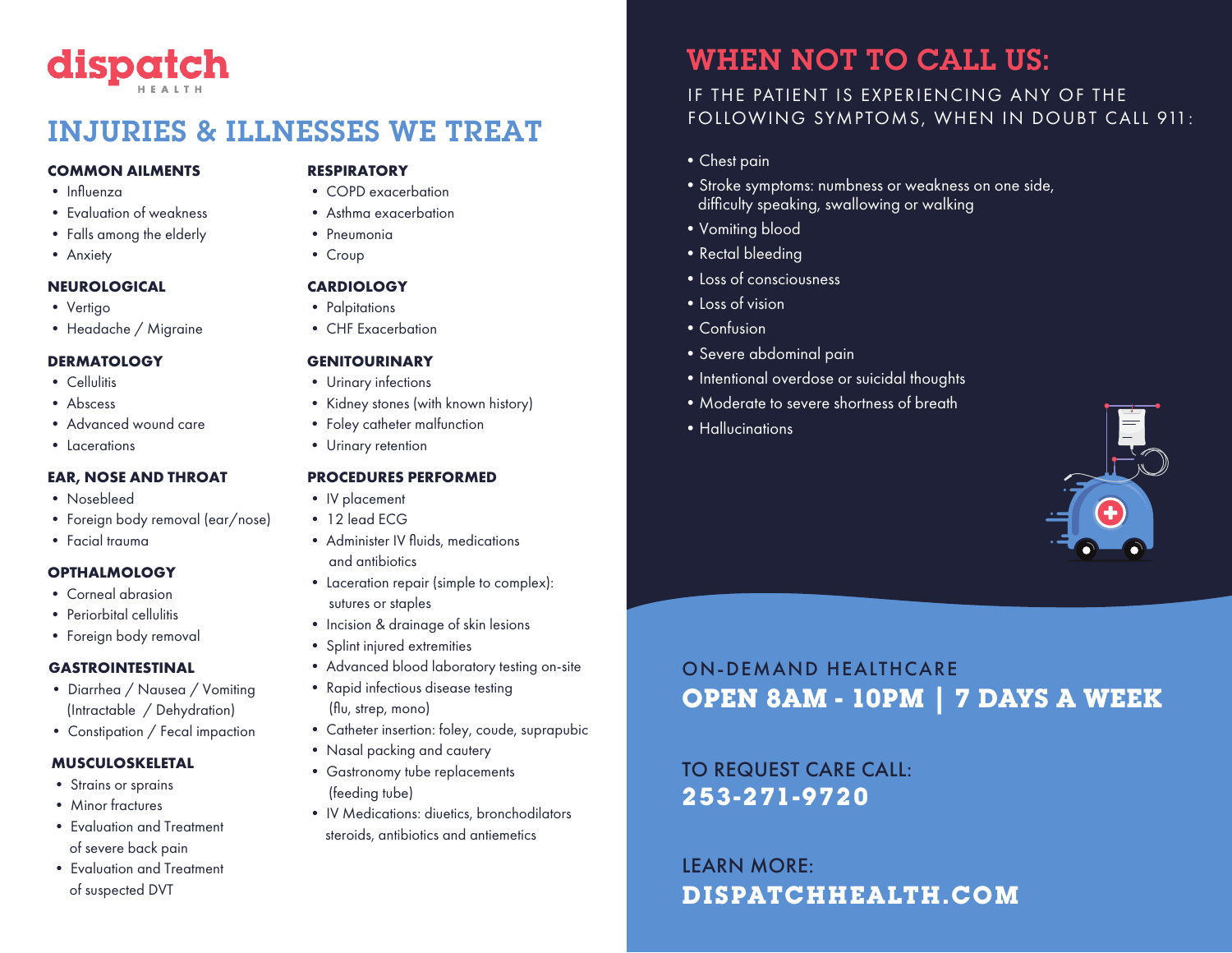# dispatch HEALTH

## INJURIES & ILLNESSES WE TREAT

### COMMON AILMENTS
- Influenza
- Evaluation of weakness
- Falls among the elderly
- Anxiety

### NEUROLOGICAL
- Vertigo
- Headache / Migraine

### DERMATOLOGY
- Cellulitis
- Abscess
- Advanced wound care
- Lacerations

### EAR, NOSE AND THROAT
- Nosebleed
- Foreign body removal (ear/nose)
- Facial trauma

### OPTHALMOLOGY
- Corneal abrasion
- Periorbital cellulitis
- Foreign body removal

### GASTROINTESTINAL
- Diarrhea / Nausea / Vomiting (Intractable / Dehydration)
- Constipation / Fecal impaction

### MUSCULOSKELETAL
- Strains or sprains
- Minor fractures
- Evaluation and Treatment of severe back pain
- Evaluation and Treatment of suspected DVT

### RESPIRATORY
- COPD exacerbation
- Asthma exacerbation
- Pneumonia
- Croup

### CARDIOLOGY
- Palpitations
- CHF Exacerbation

### GENITOURINARY
- Urinary infections
- Kidney stones (with known history)
- Foley catheter malfunction
- Urinary retention

### PROCEDURES PERFORMED
- IV placement
- 12 lead ECG
- Administer IV fluids, medications and antibiotics
- Laceration repair (simple to complex): sutures or staples
- Incision & drainage of skin lesions
- Splint injured extremities
- Advanced blood laboratory testing on-site
- Rapid infectious disease testing (flu, strep, mono)
- Catheter insertion: foley, coude, suprapubic
- Nasal packing and cautery
- Gastronomy tube replacements (feeding tube)
- IV Medications: diuetics, bronchodilators steroids, antibiotics and antiemetics

## WHEN NOT TO CALL US:

IF THE PATIENT IS EXPERIENCING ANY OF THE FOLLOWING SYMPTOMS, WHEN IN DOUBT CALL 911:

- Chest pain
- Stroke symptoms: numbness or weakness on one side, difficulty speaking, swallowing or walking
- Vomiting blood
- Rectal bleeding
- Loss of consciousness
- Loss of vision
- Confusion
- Severe abdominal pain
- Intentional overdose or suicidal thoughts
- Moderate to severe shortness of breath
- Hallucinations

ON-DEMAND HEALTHCARE

**OPEN 8AM - 10PM | 7 DAYS A WEEK**

TO REQUEST CARE CALL:

**253-271-9720**

LEARN MORE:

**DISPATCHHEALTH.COM**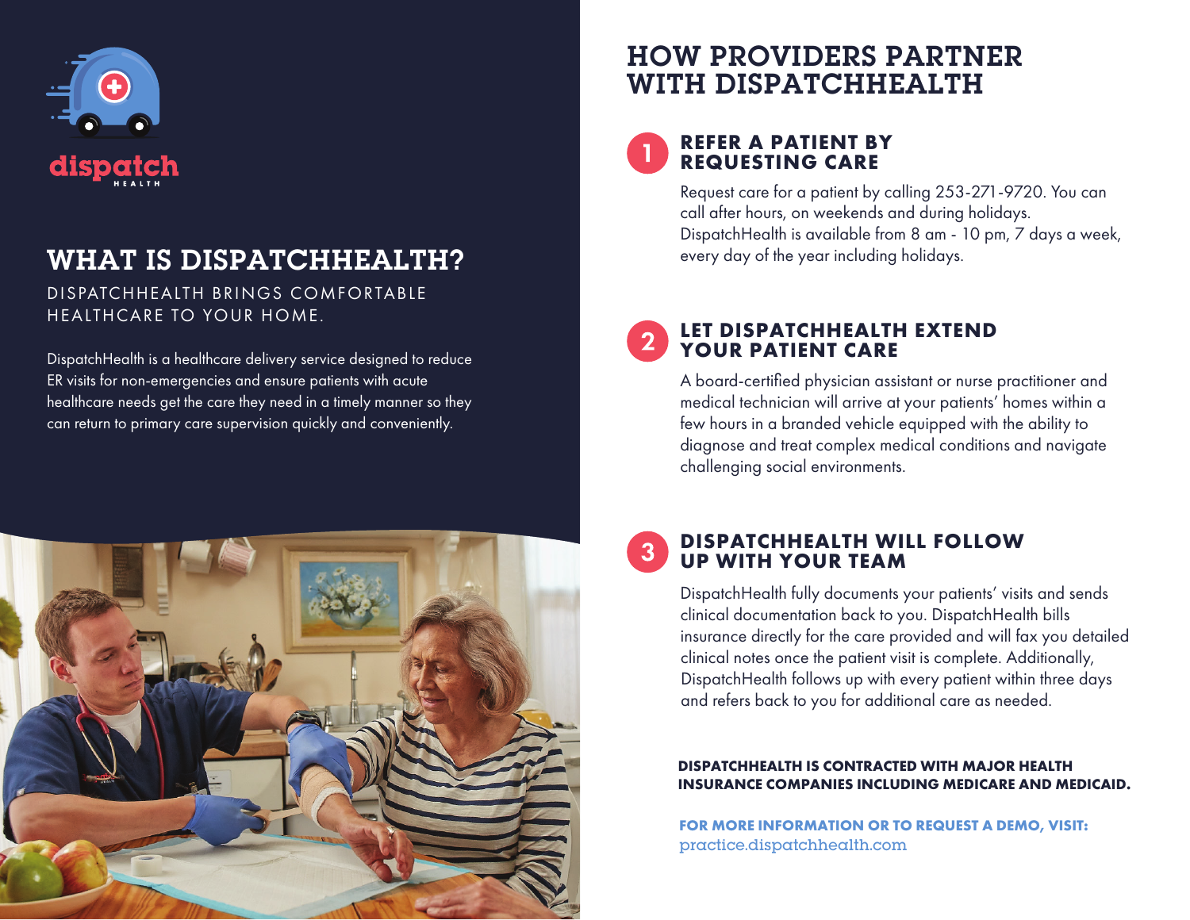dispatch HEALTH

# WHAT IS DISPATCHHEALTH?

DISPATCHHEALTH BRINGS COMFORTABLE HEALTHCARE TO YOUR HOME.

DispatchHealth is a healthcare delivery service designed to reduce ER visits for non-emergencies and ensure patients with acute healthcare needs get the care they need in a timely manner so they can return to primary care supervision quickly and conveniently.

# HOW PROVIDERS PARTNER WITH DISPATCHHEALTH

## 1 REFER A PATIENT BY REQUESTING CARE

Request care for a patient by calling 253-271-9720. You can call after hours, on weekends and during holidays. DispatchHealth is available from 8 am - 10 pm, 7 days a week, every day of the year including holidays.

## 2 LET DISPATCHHEALTH EXTEND YOUR PATIENT CARE

A board-certified physician assistant or nurse practitioner and medical technician will arrive at your patients' homes within a few hours in a branded vehicle equipped with the ability to diagnose and treat complex medical conditions and navigate challenging social environments.

## 3 DISPATCHHEALTH WILL FOLLOW UP WITH YOUR TEAM

DispatchHealth fully documents your patients' visits and sends clinical documentation back to you. DispatchHealth bills insurance directly for the care provided and will fax you detailed clinical notes once the patient visit is complete. Additionally, DispatchHealth follows up with every patient within three days and refers back to you for additional care as needed.

**DISPATCHHEALTH IS CONTRACTED WITH MAJOR HEALTH INSURANCE COMPANIES INCLUDING MEDICARE AND MEDICAID.**

**FOR MORE INFORMATION OR TO REQUEST A DEMO, VISIT:**
practice.dispatchhealth.com